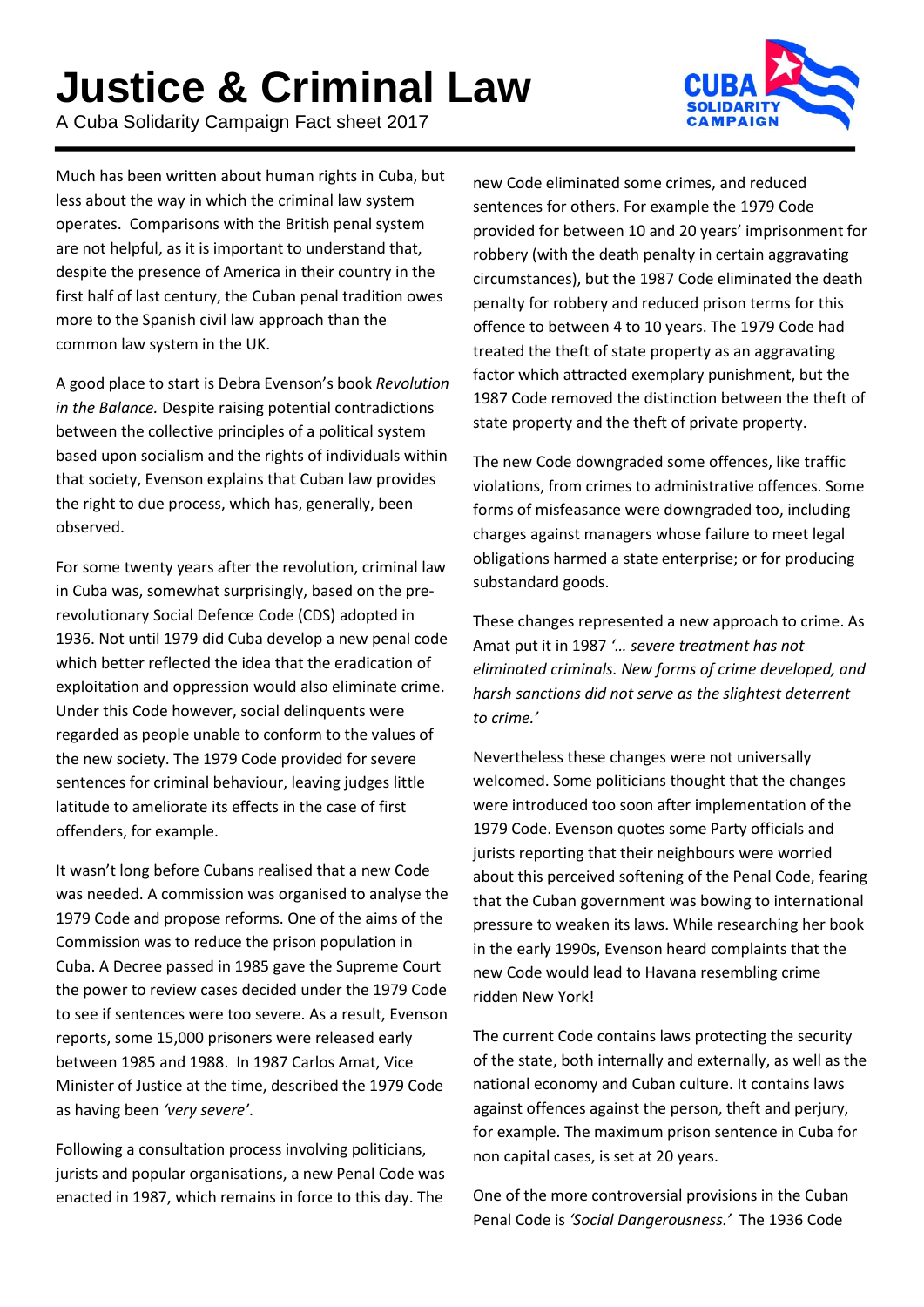# Justice & Criminal Law

A Cuba Solidarity Campaign Fact sheet 2017

Much has been written about human rights in Cuba, but less about the way in which the criminal law system operates. Comparisons with the British penal system are not helpful, as it is important to understand that, despite the presence of America in their country in the first half of last century, the Cuban penal tradition owes more to the Spanish civil law approach than the common law system in the UK.

A good place to start is Debra Evenson's book *Revolution in the Balance.* Despite raising potential contradictions between the collective principles of a political system based upon socialism and the rights of individuals within that society, Evenson explains that Cuban law provides the right to due process, which has, generally, been observed.

For some twenty years after the revolution, criminal law in Cuba was, somewhat surprisingly, based on the pre-revolutionary Social Defence Code (CDS) adopted in 1936. Not until 1979 did Cuba develop a new penal code which better reflected the idea that the eradication of exploitation and oppression would also eliminate crime. Under this Code however, social delinquents were regarded as people unable to conform to the values of the new society. The 1979 Code provided for severe sentences for criminal behaviour, leaving judges little latitude to ameliorate its effects in the case of first offenders, for example.

It wasn't long before Cubans realised that a new Code was needed. A commission was organised to analyse the 1979 Code and propose reforms. One of the aims of the Commission was to reduce the prison population in Cuba. A Decree passed in 1985 gave the Supreme Court the power to review cases decided under the 1979 Code to see if sentences were too severe. As a result, Evenson reports, some 15,000 prisoners were released early between 1985 and 1988. In 1987 Carlos Amat, Vice Minister of Justice at the time, described the 1979 Code as having been *'very severe'*.

Following a consultation process involving politicians, jurists and popular organisations, a new Penal Code was enacted in 1987, which remains in force to this day. The new Code eliminated some crimes, and reduced sentences for others. For example the 1979 Code provided for between 10 and 20 years' imprisonment for robbery (with the death penalty in certain aggravating circumstances), but the 1987 Code eliminated the death penalty for robbery and reduced prison terms for this offence to between 4 to 10 years. The 1979 Code had treated the theft of state property as an aggravating factor which attracted exemplary punishment, but the 1987 Code removed the distinction between the theft of state property and the theft of private property.

The new Code downgraded some offences, like traffic violations, from crimes to administrative offences. Some forms of misfeasance were downgraded too, including charges against managers whose failure to meet legal obligations harmed a state enterprise; or for producing substandard goods.

These changes represented a new approach to crime. As Amat put it in 1987 *'… severe treatment has not eliminated criminals. New forms of crime developed, and harsh sanctions did not serve as the slightest deterrent to crime.'*

Nevertheless these changes were not universally welcomed. Some politicians thought that the changes were introduced too soon after implementation of the 1979 Code. Evenson quotes some Party officials and jurists reporting that their neighbours were worried about this perceived softening of the Penal Code, fearing that the Cuban government was bowing to international pressure to weaken its laws. While researching her book in the early 1990s, Evenson heard complaints that the new Code would lead to Havana resembling crime ridden New York!

The current Code contains laws protecting the security of the state, both internally and externally, as well as the national economy and Cuban culture. It contains laws against offences against the person, theft and perjury, for example. The maximum prison sentence in Cuba for non capital cases, is set at 20 years.

One of the more controversial provisions in the Cuban Penal Code is *'Social Dangerousness.'* The 1936 Code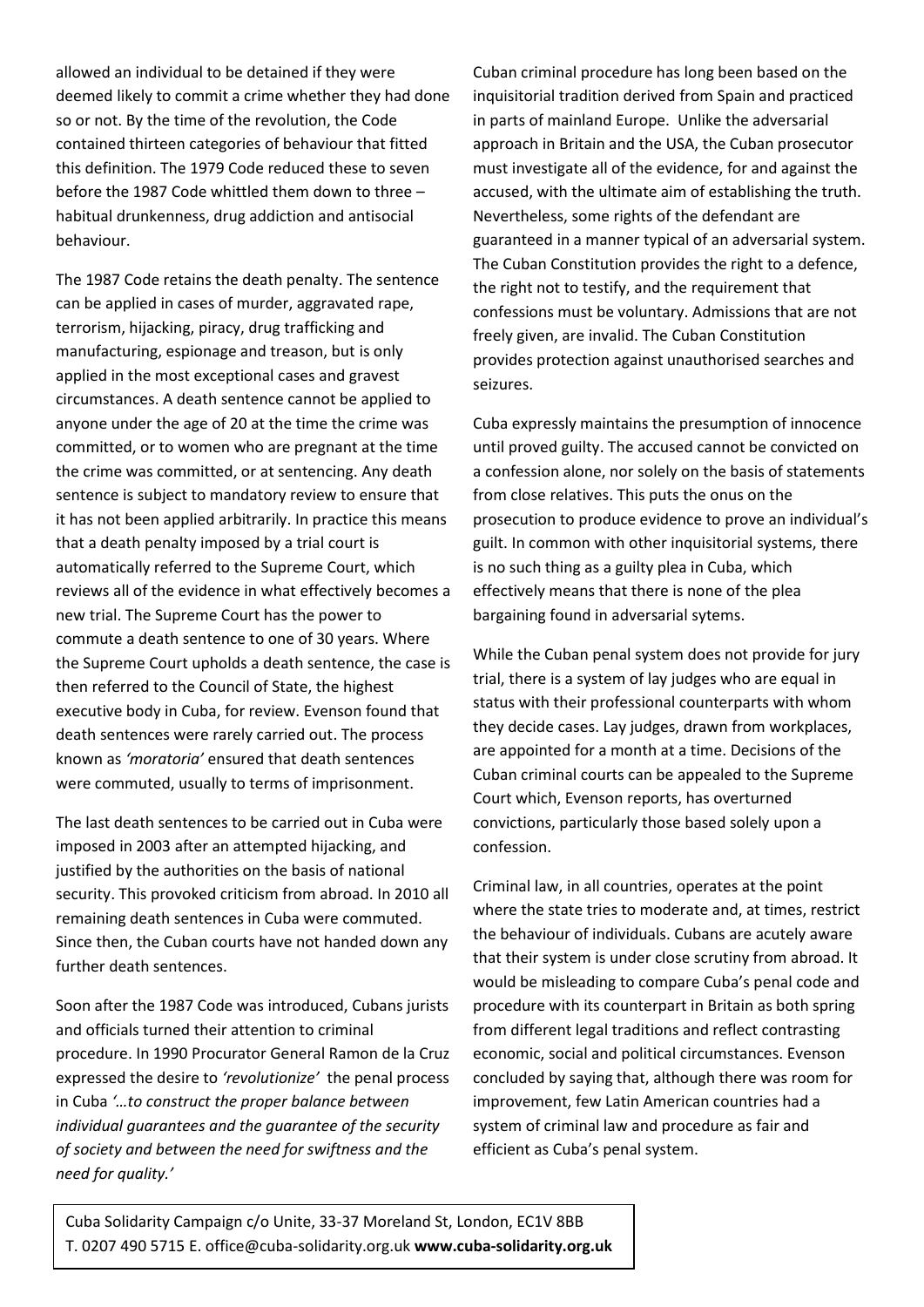allowed an individual to be detained if they were deemed likely to commit a crime whether they had done so or not. By the time of the revolution, the Code contained thirteen categories of behaviour that fitted this definition. The 1979 Code reduced these to seven before the 1987 Code whittled them down to three – habitual drunkenness, drug addiction and antisocial behaviour.

The 1987 Code retains the death penalty. The sentence can be applied in cases of murder, aggravated rape, terrorism, hijacking, piracy, drug trafficking and manufacturing, espionage and treason, but is only applied in the most exceptional cases and gravest circumstances. A death sentence cannot be applied to anyone under the age of 20 at the time the crime was committed, or to women who are pregnant at the time the crime was committed, or at sentencing. Any death sentence is subject to mandatory review to ensure that it has not been applied arbitrarily. In practice this means that a death penalty imposed by a trial court is automatically referred to the Supreme Court, which reviews all of the evidence in what effectively becomes a new trial. The Supreme Court has the power to commute a death sentence to one of 30 years. Where the Supreme Court upholds a death sentence, the case is then referred to the Council of State, the highest executive body in Cuba, for review. Evenson found that death sentences were rarely carried out. The process known as *'moratoria'* ensured that death sentences were commuted, usually to terms of imprisonment.

The last death sentences to be carried out in Cuba were imposed in 2003 after an attempted hijacking, and justified by the authorities on the basis of national security. This provoked criticism from abroad. In 2010 all remaining death sentences in Cuba were commuted. Since then, the Cuban courts have not handed down any further death sentences.

Soon after the 1987 Code was introduced, Cubans jurists and officials turned their attention to criminal procedure. In 1990 Procurator General Ramon de la Cruz expressed the desire to *'revolutionize'* the penal process in Cuba *'…to construct the proper balance between individual guarantees and the guarantee of the security of society and between the need for swiftness and the need for quality.'*

Cuban criminal procedure has long been based on the inquisitorial tradition derived from Spain and practiced in parts of mainland Europe. Unlike the adversarial approach in Britain and the USA, the Cuban prosecutor must investigate all of the evidence, for and against the accused, with the ultimate aim of establishing the truth. Nevertheless, some rights of the defendant are guaranteed in a manner typical of an adversarial system. The Cuban Constitution provides the right to a defence, the right not to testify, and the requirement that confessions must be voluntary. Admissions that are not freely given, are invalid. The Cuban Constitution provides protection against unauthorised searches and seizures.

Cuba expressly maintains the presumption of innocence until proved guilty. The accused cannot be convicted on a confession alone, nor solely on the basis of statements from close relatives. This puts the onus on the prosecution to produce evidence to prove an individual's guilt. In common with other inquisitorial systems, there is no such thing as a guilty plea in Cuba, which effectively means that there is none of the plea bargaining found in adversarial sytems.

While the Cuban penal system does not provide for jury trial, there is a system of lay judges who are equal in status with their professional counterparts with whom they decide cases. Lay judges, drawn from workplaces, are appointed for a month at a time. Decisions of the Cuban criminal courts can be appealed to the Supreme Court which, Evenson reports, has overturned convictions, particularly those based solely upon a confession.

Criminal law, in all countries, operates at the point where the state tries to moderate and, at times, restrict the behaviour of individuals. Cubans are acutely aware that their system is under close scrutiny from abroad. It would be misleading to compare Cuba's penal code and procedure with its counterpart in Britain as both spring from different legal traditions and reflect contrasting economic, social and political circumstances. Evenson concluded by saying that, although there was room for improvement, few Latin American countries had a system of criminal law and procedure as fair and efficient as Cuba's penal system.

Cuba Solidarity Campaign c/o Unite, 33-37 Moreland St, London, EC1V 8BB
T. 0207 490 5715 E. office@cuba-solidarity.org.uk **www.cuba-solidarity.org.uk**